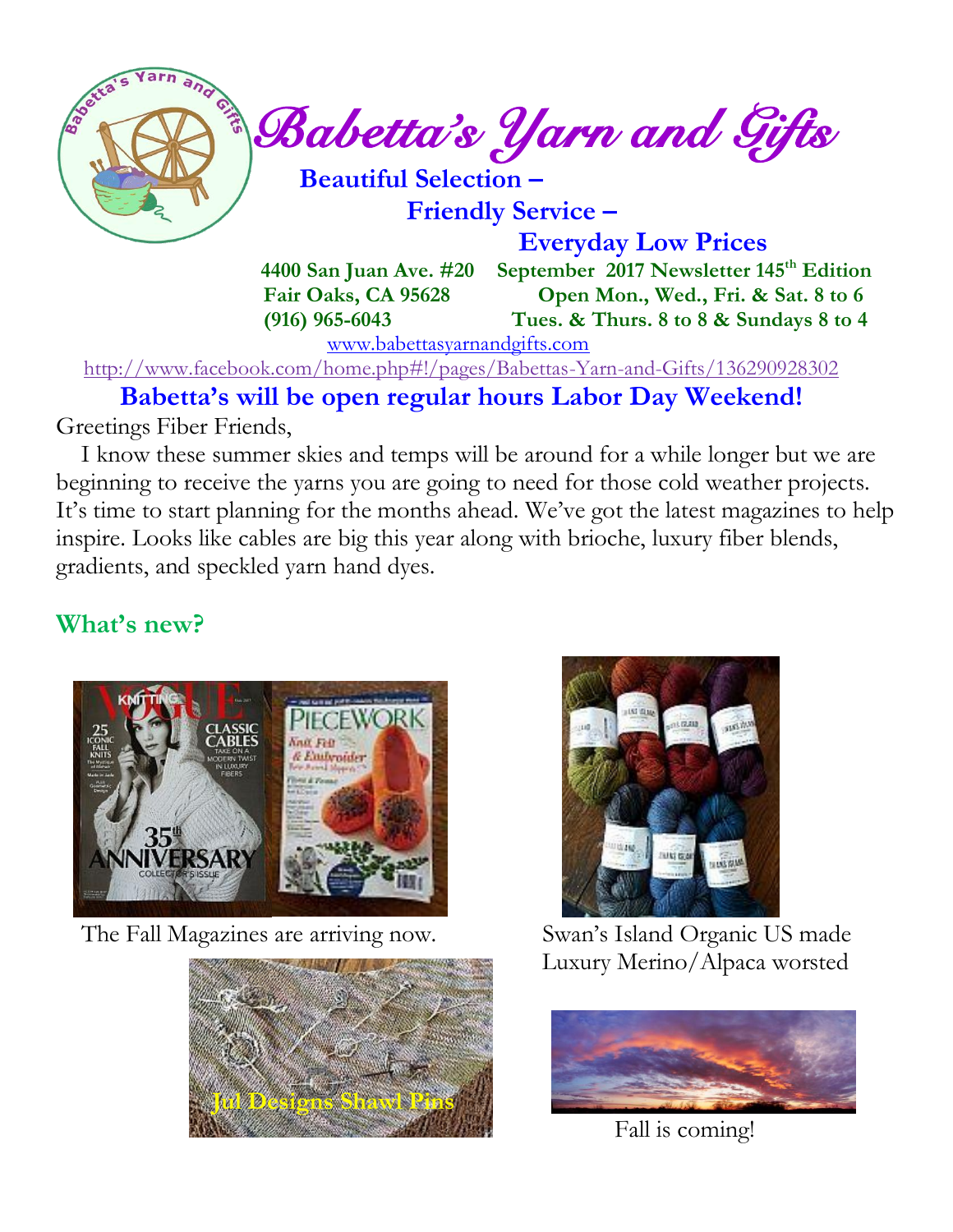# Babetta's Yarn and Gifts

**Beautiful Selection –**

**Friendly Service –**

**Everyday Low Prices**

**4400 San Juan Ave. #20**
**Fair Oaks, CA 95628**
**(916) 965-6043**

**September 2017 Newsletter 145th Edition**
**Open Mon., Wed., Fri. & Sat. 8 to 6**
**Tues. & Thurs. 8 to 8 & Sundays 8 to 4**

www.babettasyarnandgifts.com

http://www.facebook.com/home.php#!/pages/Babettas-Yarn-and-Gifts/136290928302

## Babetta's will be open regular hours Labor Day Weekend!

Greetings Fiber Friends,

I know these summer skies and temps will be around for a while longer but we are beginning to receive the yarns you are going to need for those cold weather projects. It's time to start planning for the months ahead. We've got the latest magazines to help inspire. Looks like cables are big this year along with brioche, luxury fiber blends, gradients, and speckled yarn hand dyes.

## What's new?

The Fall Magazines are arriving now.

Swan's Island Organic US made Luxury Merino/Alpaca worsted

Jul Designs Shawl Pins

Fall is coming!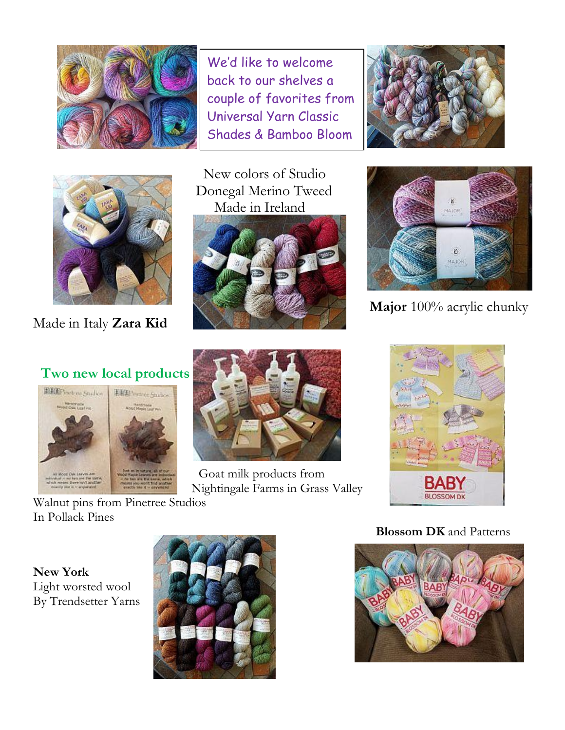We'd like to welcome back to our shelves a couple of favorites from Universal Yarn Classic Shades & Bamboo Bloom

Made in Italy **Zara Kid**

New colors of Studio Donegal Merino Tweed Made in Ireland

**Major** 100% acrylic chunky

## Two new local products

Walnut pins from Pinetree Studios In Pollack Pines

Goat milk products from Nightingale Farms in Grass Valley

**Blossom DK** and Patterns

**New York**
Light worsted wool
By Trendsetter Yarns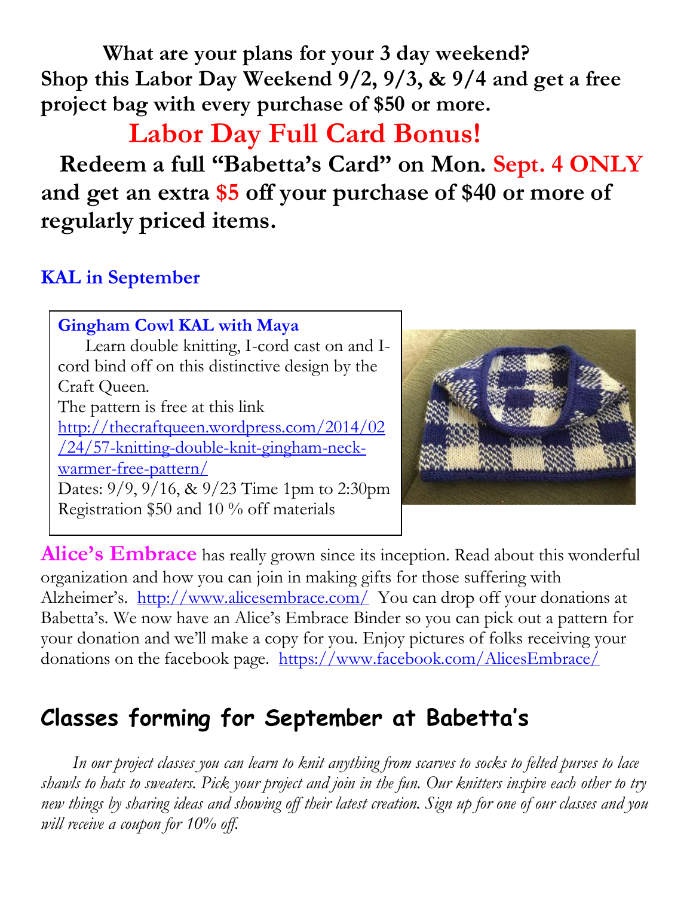**What are your plans for your 3 day weekend?**
**Shop this Labor Day Weekend 9/2, 9/3, & 9/4 and get a free project bag with every purchase of $50 or more.**

## Labor Day Full Card Bonus!

**Redeem a full "Babetta's Card" on Mon. Sept. 4 ONLY and get an extra $5 off your purchase of $40 or more of regularly priced items.**

### KAL in September

**Gingham Cowl KAL with Maya**

Learn double knitting, I-cord cast on and I-cord bind off on this distinctive design by the Craft Queen.
The pattern is free at this link [http://thecraftqueen.wordpress.com/2014/02/24/57-knitting-double-knit-gingham-neck-warmer-free-pattern/](http://thecraftqueen.wordpress.com/2014/02/24/57-knitting-double-knit-gingham-neck-warmer-free-pattern/)
Dates: 9/9, 9/16, & 9/23 Time 1pm to 2:30pm
Registration $50 and 10 % off materials

**Alice's Embrace** has really grown since its inception. Read about this wonderful organization and how you can join in making gifts for those suffering with Alzheimer's. [http://www.alicesembrace.com/](http://www.alicesembrace.com/) You can drop off your donations at Babetta's. We now have an Alice's Embrace Binder so you can pick out a pattern for your donation and we'll make a copy for you. Enjoy pictures of folks receiving your donations on the facebook page. [https://www.facebook.com/AlicesEmbrace/](https://www.facebook.com/AlicesEmbrace/)

## Classes forming for September at Babetta's

*In our project classes you can learn to knit anything from scarves to socks to felted purses to lace shawls to hats to sweaters. Pick your project and join in the fun. Our knitters inspire each other to try new things by sharing ideas and showing off their latest creation. Sign up for one of our classes and you will receive a coupon for 10% off.*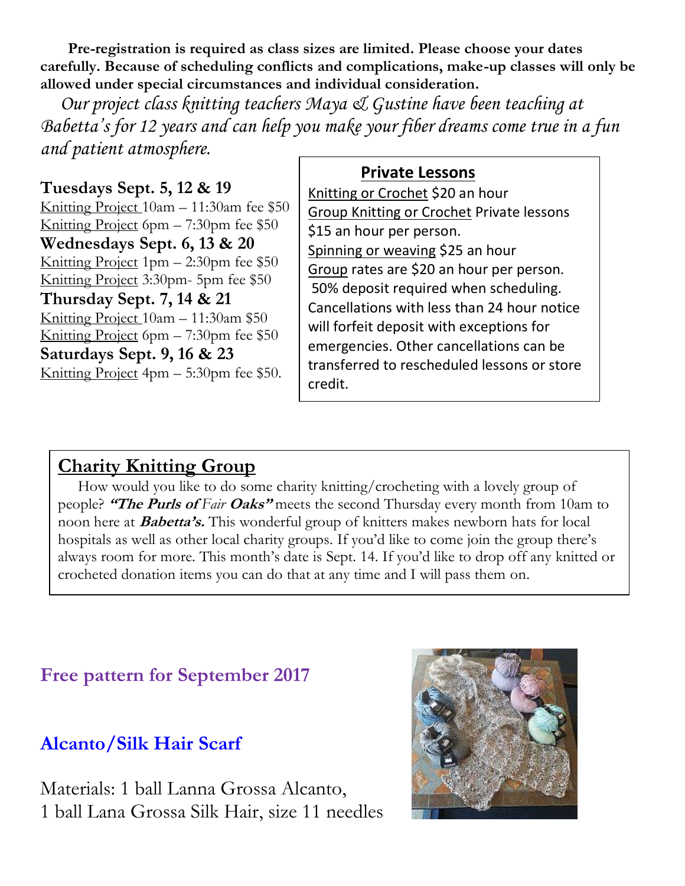**Pre-registration is required as class sizes are limited. Please choose your dates carefully. Because of scheduling conflicts and complications, make-up classes will only be allowed under special circumstances and individual consideration.**

*Our project class knitting teachers Maya & Gustine have been teaching at Babetta's for 12 years and can help you make your fiber dreams come true in a fun and patient atmosphere.*

**Tuesdays Sept. 5, 12 & 19**

Knitting Project 10am – 11:30am fee $50

Knitting Project 6pm – 7:30pm fee $50

**Wednesdays Sept. 6, 13 & 20**

Knitting Project 1pm – 2:30pm fee $50

Knitting Project 3:30pm- 5pm fee $50

**Thursday Sept. 7, 14 & 21**

Knitting Project 10am – 11:30am $50

Knitting Project 6pm – 7:30pm fee $50

**Saturdays Sept. 9, 16 & 23**

Knitting Project 4pm – 5:30pm fee $50.

## Private Lessons

Knitting or Crochet $20 an hour

Group Knitting or Crochet Private lessons $15 an hour per person.

Spinning or weaving $25 an hour

Group rates are $20 an hour per person.

50% deposit required when scheduling. Cancellations with less than 24 hour notice will forfeit deposit with exceptions for emergencies. Other cancellations can be transferred to rescheduled lessons or store credit.

## Charity Knitting Group

How would you like to do some charity knitting/crocheting with a lovely group of people? ***"The Purls of** Fair **Oaks"*** meets the second Thursday every month from 10am to noon here at ***Babetta's.*** This wonderful group of knitters makes newborn hats for local hospitals as well as other local charity groups. If you'd like to come join the group there's always room for more. This month's date is Sept. 14. If you'd like to drop off any knitted or crocheted donation items you can do that at any time and I will pass them on.

## Free pattern for September 2017

## Alcanto/Silk Hair Scarf

Materials: 1 ball Lanna Grossa Alcanto, 1 ball Lana Grossa Silk Hair, size 11 needles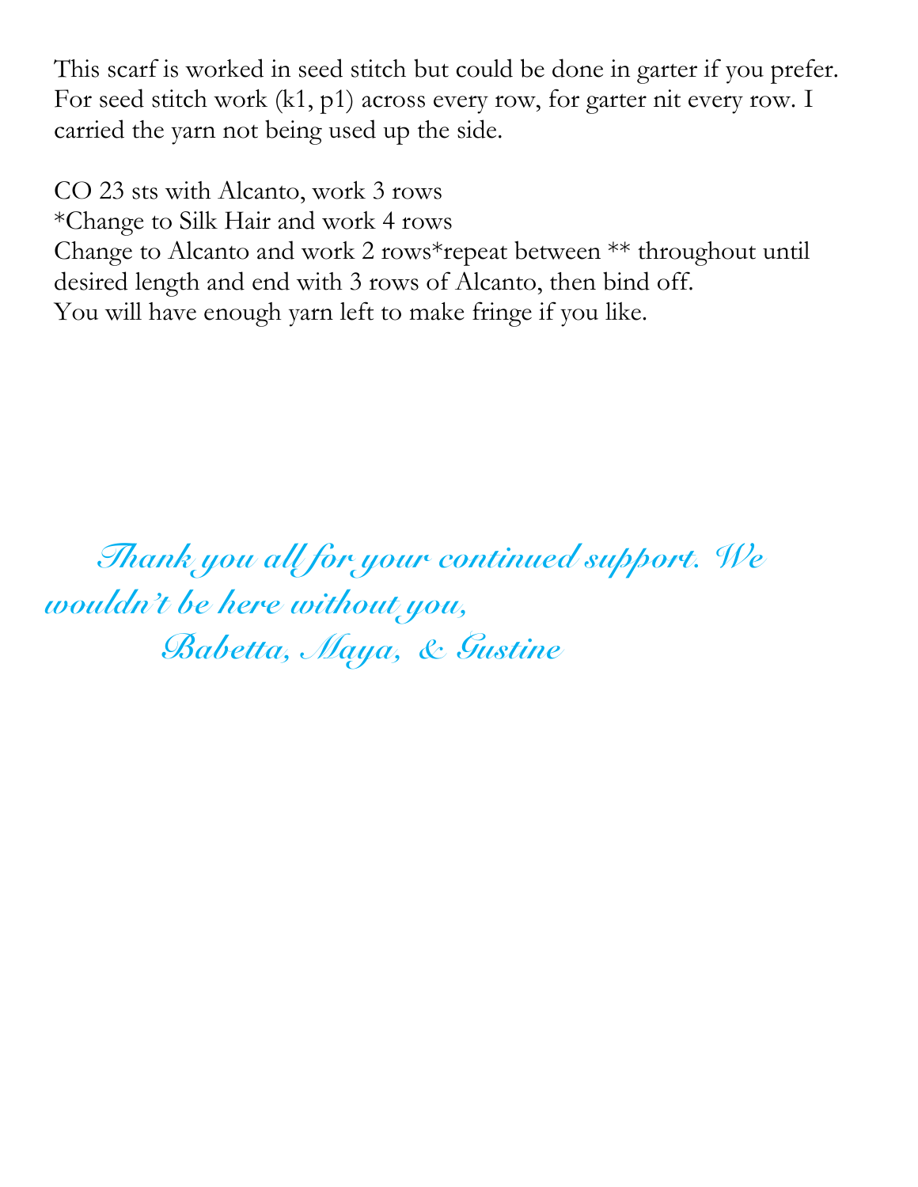This scarf is worked in seed stitch but could be done in garter if you prefer. For seed stitch work (k1, p1) across every row, for garter nit every row. I carried the yarn not being used up the side.

CO 23 sts with Alcanto, work 3 rows  
*Change to Silk Hair and work 4 rows  
Change to Alcanto and work 2 rows*repeat between ** throughout until desired length and end with 3 rows of Alcanto, then bind off.  
You will have enough yarn left to make fringe if you like.

*Thank you all for your continued support. We wouldn't be here without you,*  
*Babetta, Maya, & Gustine*